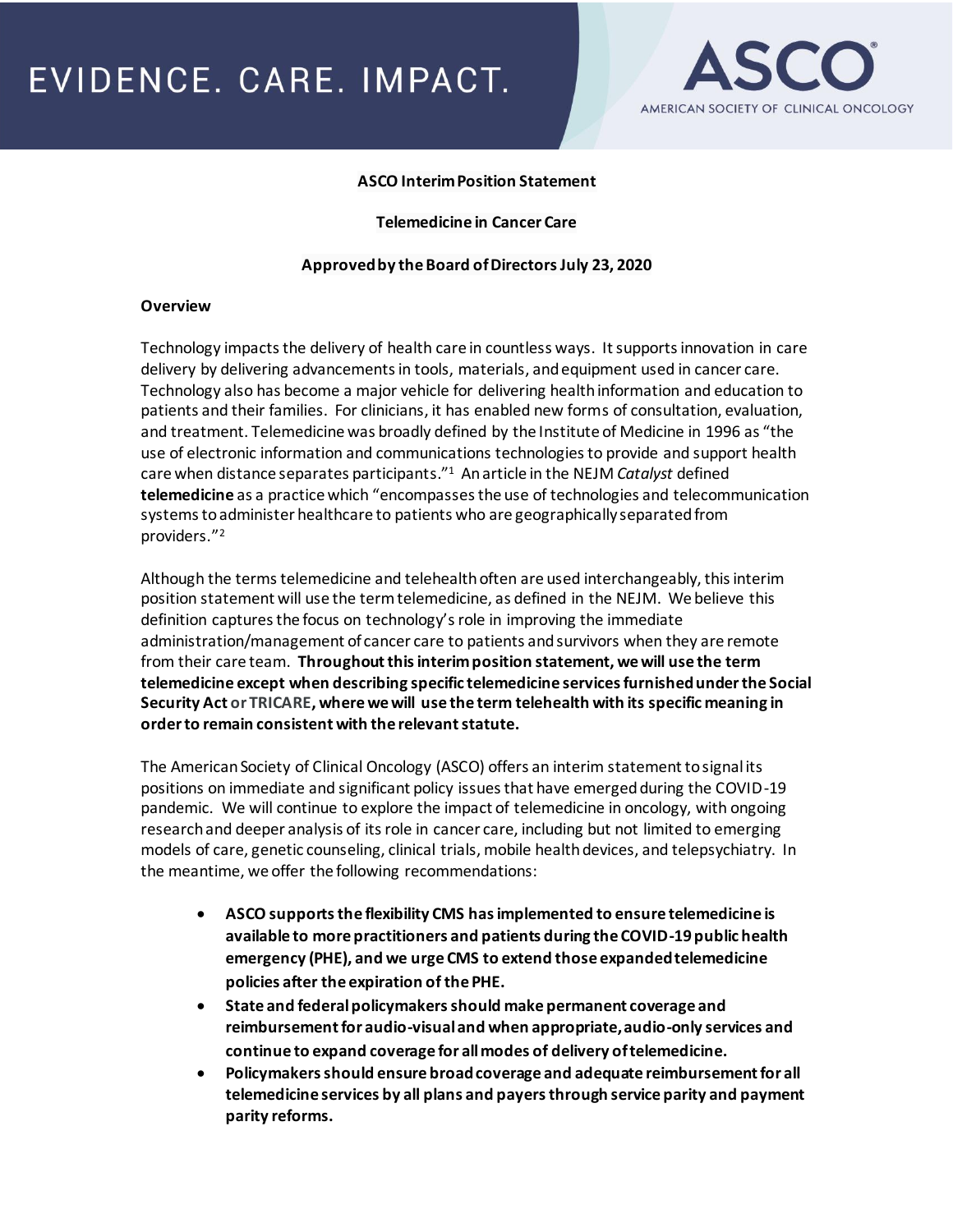EVIDENCE. CARE. IMPACT.

ASCO
AMERICAN SOCIETY OF CLINICAL ONCOLOGY

**ASCO Interim Position Statement**

**Telemedicine in Cancer Care**

**Approved by the Board of Directors July 23, 2020**

## Overview

Technology impacts the delivery of health care in countless ways. It supports innovation in care delivery by delivering advancements in tools, materials, and equipment used in cancer care. Technology also has become a major vehicle for delivering health information and education to patients and their families. For clinicians, it has enabled new forms of consultation, evaluation, and treatment. Telemedicine was broadly defined by the Institute of Medicine in 1996 as "the use of electronic information and communications technologies to provide and support health care when distance separates participants."[1] An article in the NEJM *Catalyst* defined **telemedicine** as a practice which "encompasses the use of technologies and telecommunication systems to administer healthcare to patients who are geographically separated from providers."[2]

Although the terms telemedicine and telehealth often are used interchangeably, this interim position statement will use the term telemedicine, as defined in the NEJM. We believe this definition captures the focus on technology's role in improving the immediate administration/management of cancer care to patients and survivors when they are remote from their care team. **Throughout this interim position statement, we will use the term telemedicine except when describing specific telemedicine services furnished under the Social Security Act or TRICARE, where we will use the term telehealth with its specific meaning in order to remain consistent with the relevant statute.**

The American Society of Clinical Oncology (ASCO) offers an interim statement to signal its positions on immediate and significant policy issues that have emerged during the COVID-19 pandemic. We will continue to explore the impact of telemedicine in oncology, with ongoing research and deeper analysis of its role in cancer care, including but not limited to emerging models of care, genetic counseling, clinical trials, mobile health devices, and telepsychiatry. In the meantime, we offer the following recommendations:

- **ASCO supports the flexibility CMS has implemented to ensure telemedicine is available to more practitioners and patients during the COVID-19 public health emergency (PHE), and we urge CMS to extend those expanded telemedicine policies after the expiration of the PHE.**
- **State and federal policymakers should make permanent coverage and reimbursement for audio-visual and when appropriate, audio-only services and continue to expand coverage for all modes of delivery of telemedicine.**
- **Policymakers should ensure broad coverage and adequate reimbursement for all telemedicine services by all plans and payers through service parity and payment parity reforms.**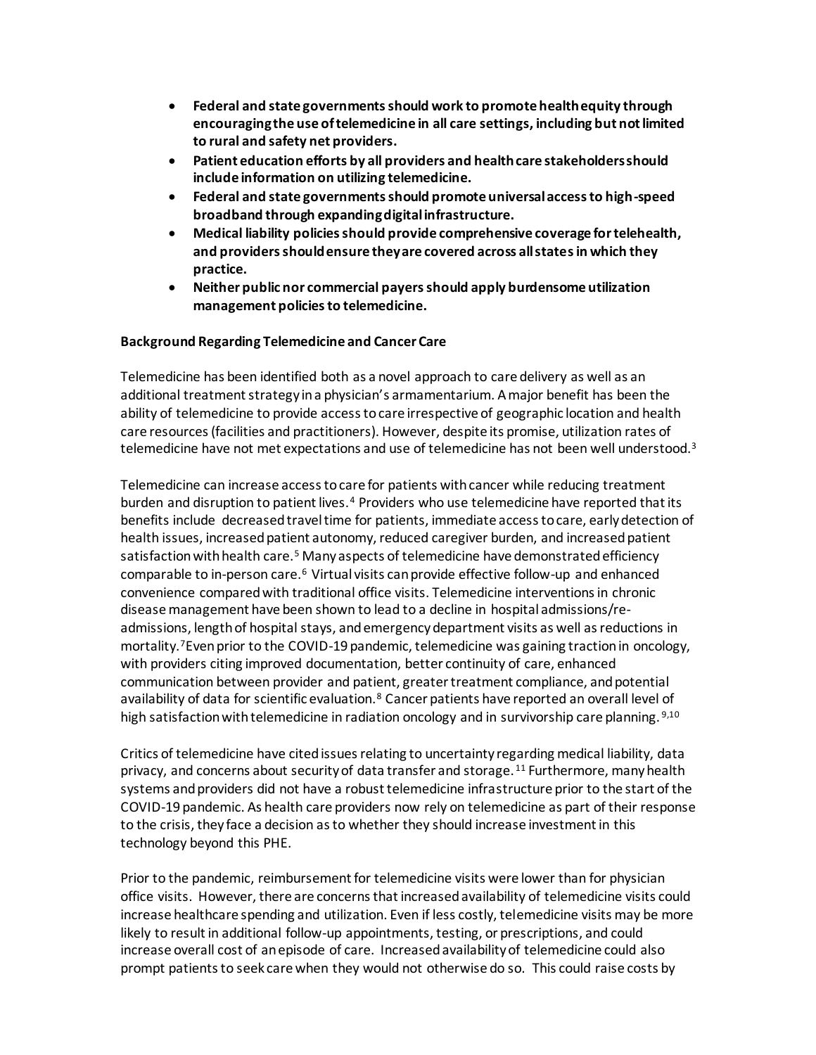- **Federal and state governments should work to promote health equity through encouraging the use of telemedicine in all care settings, including but not limited to rural and safety net providers.**
- **Patient education efforts by all providers and health care stakeholders should include information on utilizing telemedicine.**
- **Federal and state governments should promote universal access to high-speed broadband through expanding digital infrastructure.**
- **Medical liability policies should provide comprehensive coverage for telehealth, and providers should ensure they are covered across all states in which they practice.**
- **Neither public nor commercial payers should apply burdensome utilization management policies to telemedicine.**

**Background Regarding Telemedicine and Cancer Care**

Telemedicine has been identified both as a novel approach to care delivery as well as an additional treatment strategy in a physician's armamentarium. A major benefit has been the ability of telemedicine to provide access to care irrespective of geographic location and health care resources (facilities and practitioners). However, despite its promise, utilization rates of telemedicine have not met expectations and use of telemedicine has not been well understood.[3]

Telemedicine can increase access to care for patients with cancer while reducing treatment burden and disruption to patient lives.[4] Providers who use telemedicine have reported that its benefits include decreased travel time for patients, immediate access to care, early detection of health issues, increased patient autonomy, reduced caregiver burden, and increased patient satisfaction with health care.[5] Many aspects of telemedicine have demonstrated efficiency comparable to in-person care.[6] Virtual visits can provide effective follow-up and enhanced convenience compared with traditional office visits. Telemedicine interventions in chronic disease management have been shown to lead to a decline in hospital admissions/re-admissions, length of hospital stays, and emergency department visits as well as reductions in mortality.[7] Even prior to the COVID-19 pandemic, telemedicine was gaining traction in oncology, with providers citing improved documentation, better continuity of care, enhanced communication between provider and patient, greater treatment compliance, and potential availability of data for scientific evaluation.[8] Cancer patients have reported an overall level of high satisfaction with telemedicine in radiation oncology and in survivorship care planning.[9,10]

Critics of telemedicine have cited issues relating to uncertainty regarding medical liability, data privacy, and concerns about security of data transfer and storage.[11] Furthermore, many health systems and providers did not have a robust telemedicine infrastructure prior to the start of the COVID-19 pandemic. As health care providers now rely on telemedicine as part of their response to the crisis, they face a decision as to whether they should increase investment in this technology beyond this PHE.

Prior to the pandemic, reimbursement for telemedicine visits were lower than for physician office visits. However, there are concerns that increased availability of telemedicine visits could increase healthcare spending and utilization. Even if less costly, telemedicine visits may be more likely to result in additional follow-up appointments, testing, or prescriptions, and could increase overall cost of an episode of care. Increased availability of telemedicine could also prompt patients to seek care when they would not otherwise do so. This could raise costs by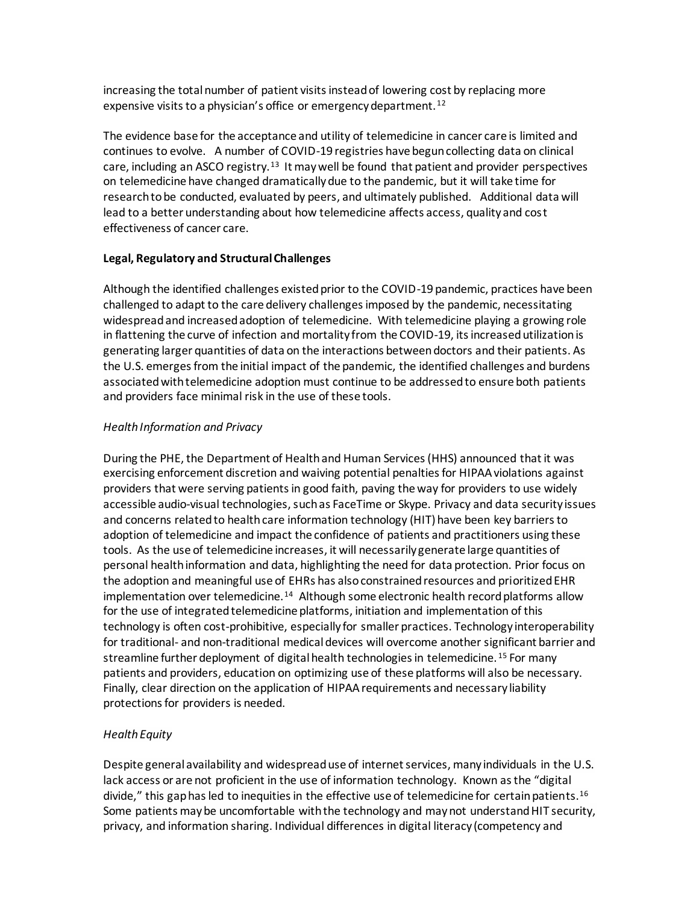increasing the total number of patient visits instead of lowering cost by replacing more expensive visits to a physician's office or emergency department.[12]

The evidence base for the acceptance and utility of telemedicine in cancer care is limited and continues to evolve. A number of COVID-19 registries have begun collecting data on clinical care, including an ASCO registry.[13] It may well be found that patient and provider perspectives on telemedicine have changed dramatically due to the pandemic, but it will take time for research to be conducted, evaluated by peers, and ultimately published. Additional data will lead to a better understanding about how telemedicine affects access, quality and cost effectiveness of cancer care.

**Legal, Regulatory and Structural Challenges**

Although the identified challenges existed prior to the COVID-19 pandemic, practices have been challenged to adapt to the care delivery challenges imposed by the pandemic, necessitating widespread and increased adoption of telemedicine. With telemedicine playing a growing role in flattening the curve of infection and mortality from the COVID-19, its increased utilization is generating larger quantities of data on the interactions between doctors and their patients. As the U.S. emerges from the initial impact of the pandemic, the identified challenges and burdens associated with telemedicine adoption must continue to be addressed to ensure both patients and providers face minimal risk in the use of these tools.

*Health Information and Privacy*

During the PHE, the Department of Health and Human Services (HHS) announced that it was exercising enforcement discretion and waiving potential penalties for HIPAA violations against providers that were serving patients in good faith, paving the way for providers to use widely accessible audio-visual technologies, such as FaceTime or Skype. Privacy and data security issues and concerns related to health care information technology (HIT) have been key barriers to adoption of telemedicine and impact the confidence of patients and practitioners using these tools. As the use of telemedicine increases, it will necessarily generate large quantities of personal health information and data, highlighting the need for data protection. Prior focus on the adoption and meaningful use of EHRs has also constrained resources and prioritized EHR implementation over telemedicine.[14] Although some electronic health record platforms allow for the use of integrated telemedicine platforms, initiation and implementation of this technology is often cost-prohibitive, especially for smaller practices. Technology interoperability for traditional- and non-traditional medical devices will overcome another significant barrier and streamline further deployment of digital health technologies in telemedicine.[15] For many patients and providers, education on optimizing use of these platforms will also be necessary. Finally, clear direction on the application of HIPAA requirements and necessary liability protections for providers is needed.

*Health Equity*

Despite general availability and widespread use of internet services, many individuals in the U.S. lack access or are not proficient in the use of information technology. Known as the "digital divide," this gap has led to inequities in the effective use of telemedicine for certain patients.[16] Some patients may be uncomfortable with the technology and may not understand HIT security, privacy, and information sharing. Individual differences in digital literacy (competency and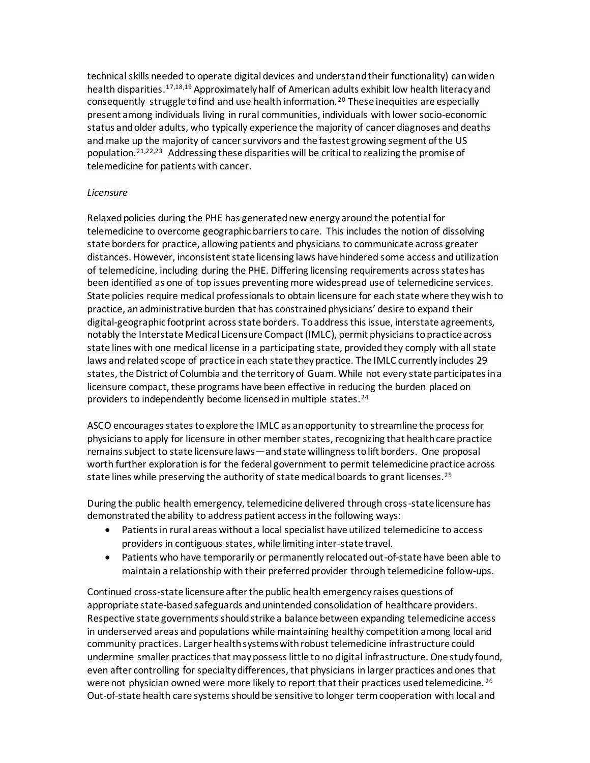technical skills needed to operate digital devices and understand their functionality) can widen health disparities.[17,18,19] Approximately half of American adults exhibit low health literacy and consequently struggle to find and use health information.[20] These inequities are especially present among individuals living in rural communities, individuals with lower socio-economic status and older adults, who typically experience the majority of cancer diagnoses and deaths and make up the majority of cancer survivors and the fastest growing segment of the US population.[21,22,23] Addressing these disparities will be critical to realizing the promise of telemedicine for patients with cancer.

*Licensure*

Relaxed policies during the PHE has generated new energy around the potential for telemedicine to overcome geographic barriers to care. This includes the notion of dissolving state borders for practice, allowing patients and physicians to communicate across greater distances. However, inconsistent state licensing laws have hindered some access and utilization of telemedicine, including during the PHE. Differing licensing requirements across states has been identified as one of top issues preventing more widespread use of telemedicine services. State policies require medical professionals to obtain licensure for each state where they wish to practice, an administrative burden that has constrained physicians' desire to expand their digital-geographic footprint across state borders. To address this issue, interstate agreements, notably the Interstate Medical Licensure Compact (IMLC), permit physicians to practice across state lines with one medical license in a participating state, provided they comply with all state laws and related scope of practice in each state they practice. The IMLC currently includes 29 states, the District of Columbia and the territory of Guam. While not every state participates in a licensure compact, these programs have been effective in reducing the burden placed on providers to independently become licensed in multiple states.[24]

ASCO encourages states to explore the IMLC as an opportunity to streamline the process for physicians to apply for licensure in other member states, recognizing that health care practice remains subject to state licensure laws—and state willingness to lift borders. One proposal worth further exploration is for the federal government to permit telemedicine practice across state lines while preserving the authority of state medical boards to grant licenses.[25]

During the public health emergency, telemedicine delivered through cross-state licensure has demonstrated the ability to address patient access in the following ways:

- Patients in rural areas without a local specialist have utilized telemedicine to access providers in contiguous states, while limiting inter-state travel.
- Patients who have temporarily or permanently relocated out-of-state have been able to maintain a relationship with their preferred provider through telemedicine follow-ups.

Continued cross-state licensure after the public health emergency raises questions of appropriate state-based safeguards and unintended consolidation of healthcare providers. Respective state governments should strike a balance between expanding telemedicine access in underserved areas and populations while maintaining healthy competition among local and community practices. Larger health systems with robust telemedicine infrastructure could undermine smaller practices that may possess little to no digital infrastructure. One study found, even after controlling for specialty differences, that physicians in larger practices and ones that were not physician owned were more likely to report that their practices used telemedicine.[26] Out-of-state health care systems should be sensitive to longer term cooperation with local and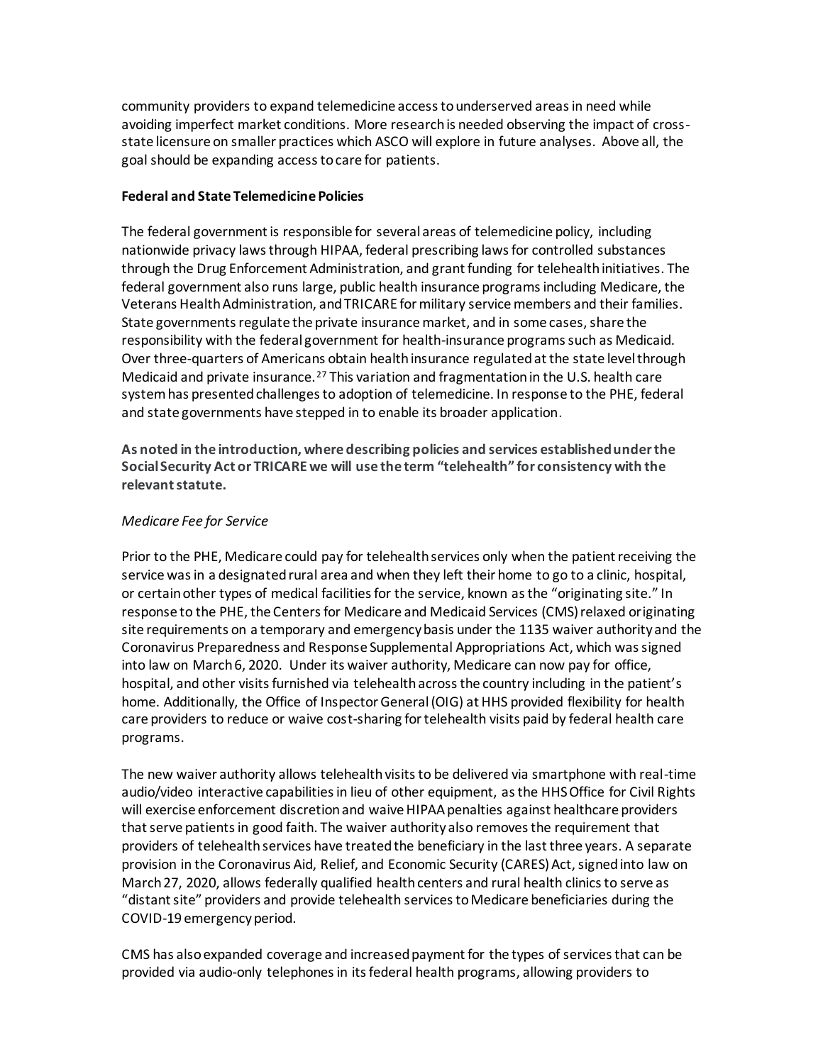community providers to expand telemedicine access to underserved areas in need while avoiding imperfect market conditions. More research is needed observing the impact of cross-state licensure on smaller practices which ASCO will explore in future analyses. Above all, the goal should be expanding access to care for patients.

**Federal and State Telemedicine Policies**

The federal government is responsible for several areas of telemedicine policy, including nationwide privacy laws through HIPAA, federal prescribing laws for controlled substances through the Drug Enforcement Administration, and grant funding for telehealth initiatives. The federal government also runs large, public health insurance programs including Medicare, the Veterans Health Administration, and TRICARE for military service members and their families. State governments regulate the private insurance market, and in some cases, share the responsibility with the federal government for health-insurance programs such as Medicaid. Over three-quarters of Americans obtain health insurance regulated at the state level through Medicaid and private insurance.[27] This variation and fragmentation in the U.S. health care system has presented challenges to adoption of telemedicine. In response to the PHE, federal and state governments have stepped in to enable its broader application.

**As noted in the introduction, where describing policies and services established under the Social Security Act or TRICARE we will use the term "telehealth" for consistency with the relevant statute.**

*Medicare Fee for Service*

Prior to the PHE, Medicare could pay for telehealth services only when the patient receiving the service was in a designated rural area and when they left their home to go to a clinic, hospital, or certain other types of medical facilities for the service, known as the "originating site." In response to the PHE, the Centers for Medicare and Medicaid Services (CMS) relaxed originating site requirements on a temporary and emergency basis under the 1135 waiver authority and the Coronavirus Preparedness and Response Supplemental Appropriations Act, which was signed into law on March 6, 2020. Under its waiver authority, Medicare can now pay for office, hospital, and other visits furnished via telehealth across the country including in the patient's home. Additionally, the Office of Inspector General (OIG) at HHS provided flexibility for health care providers to reduce or waive cost-sharing for telehealth visits paid by federal health care programs.

The new waiver authority allows telehealth visits to be delivered via smartphone with real-time audio/video interactive capabilities in lieu of other equipment, as the HHS Office for Civil Rights will exercise enforcement discretion and waive HIPAA penalties against healthcare providers that serve patients in good faith. The waiver authority also removes the requirement that providers of telehealth services have treated the beneficiary in the last three years. A separate provision in the Coronavirus Aid, Relief, and Economic Security (CARES) Act, signed into law on March 27, 2020, allows federally qualified health centers and rural health clinics to serve as "distant site" providers and provide telehealth services to Medicare beneficiaries during the COVID-19 emergency period.

CMS has also expanded coverage and increased payment for the types of services that can be provided via audio-only telephones in its federal health programs, allowing providers to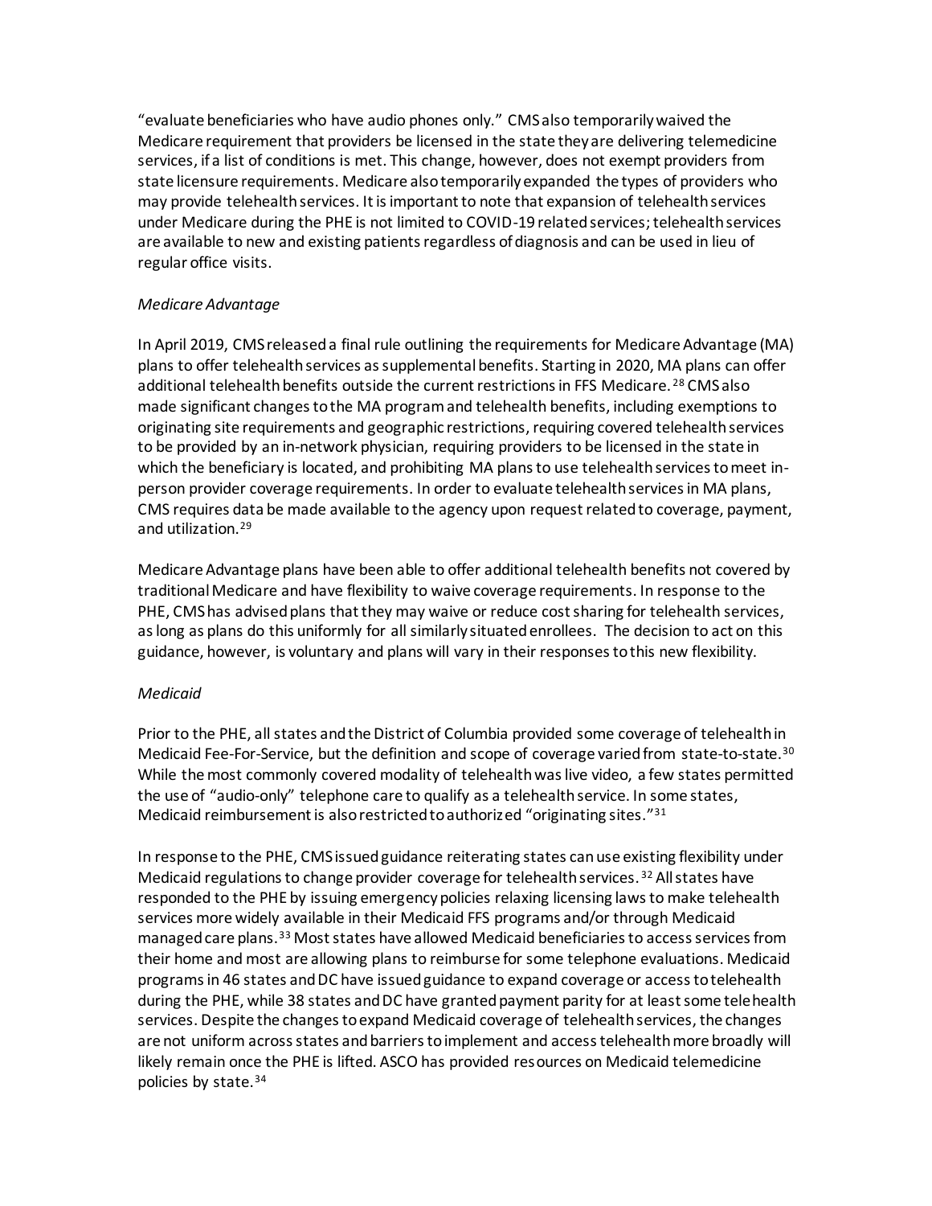"evaluate beneficiaries who have audio phones only." CMS also temporarily waived the Medicare requirement that providers be licensed in the state they are delivering telemedicine services, if a list of conditions is met. This change, however, does not exempt providers from state licensure requirements. Medicare also temporarily expanded the types of providers who may provide telehealth services. It is important to note that expansion of telehealth services under Medicare during the PHE is not limited to COVID-19 related services; telehealth services are available to new and existing patients regardless of diagnosis and can be used in lieu of regular office visits.

*Medicare Advantage*

In April 2019, CMS released a final rule outlining the requirements for Medicare Advantage (MA) plans to offer telehealth services as supplemental benefits. Starting in 2020, MA plans can offer additional telehealth benefits outside the current restrictions in FFS Medicare.[28] CMS also made significant changes to the MA program and telehealth benefits, including exemptions to originating site requirements and geographic restrictions, requiring covered telehealth services to be provided by an in-network physician, requiring providers to be licensed in the state in which the beneficiary is located, and prohibiting MA plans to use telehealth services to meet in-person provider coverage requirements. In order to evaluate telehealth services in MA plans, CMS requires data be made available to the agency upon request related to coverage, payment, and utilization.[29]

Medicare Advantage plans have been able to offer additional telehealth benefits not covered by traditional Medicare and have flexibility to waive coverage requirements. In response to the PHE, CMS has advised plans that they may waive or reduce cost sharing for telehealth services, as long as plans do this uniformly for all similarly situated enrollees. The decision to act on this guidance, however, is voluntary and plans will vary in their responses to this new flexibility.

*Medicaid*

Prior to the PHE, all states and the District of Columbia provided some coverage of telehealth in Medicaid Fee-For-Service, but the definition and scope of coverage varied from state-to-state.[30] While the most commonly covered modality of telehealth was live video, a few states permitted the use of "audio-only" telephone care to qualify as a telehealth service. In some states, Medicaid reimbursement is also restricted to authorized "originating sites."[31]

In response to the PHE, CMS issued guidance reiterating states can use existing flexibility under Medicaid regulations to change provider coverage for telehealth services.[32] All states have responded to the PHE by issuing emergency policies relaxing licensing laws to make telehealth services more widely available in their Medicaid FFS programs and/or through Medicaid managed care plans.[33] Most states have allowed Medicaid beneficiaries to access services from their home and most are allowing plans to reimburse for some telephone evaluations. Medicaid programs in 46 states and DC have issued guidance to expand coverage or access to telehealth during the PHE, while 38 states and DC have granted payment parity for at least some telehealth services. Despite the changes to expand Medicaid coverage of telehealth services, the changes are not uniform across states and barriers to implement and access telehealth more broadly will likely remain once the PHE is lifted. ASCO has provided resources on Medicaid telemedicine policies by state.[34]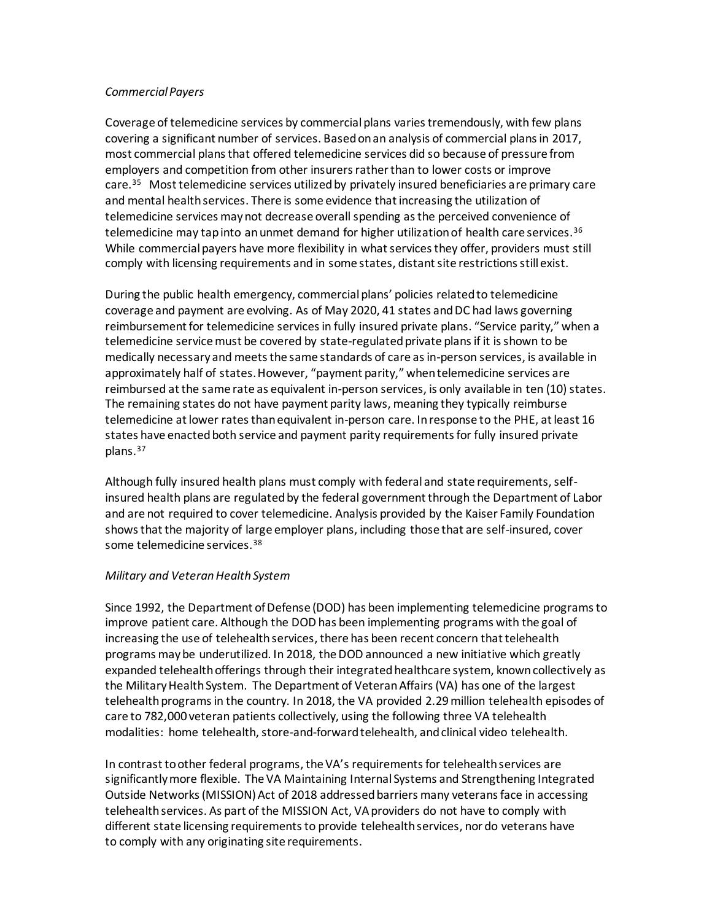*Commercial Payers*

Coverage of telemedicine services by commercial plans varies tremendously, with few plans covering a significant number of services. Based on an analysis of commercial plans in 2017, most commercial plans that offered telemedicine services did so because of pressure from employers and competition from other insurers rather than to lower costs or improve care.[35] Most telemedicine services utilized by privately insured beneficiaries are primary care and mental health services. There is some evidence that increasing the utilization of telemedicine services may not decrease overall spending as the perceived convenience of telemedicine may tap into an unmet demand for higher utilization of health care services.[36] While commercial payers have more flexibility in what services they offer, providers must still comply with licensing requirements and in some states, distant site restrictions still exist.

During the public health emergency, commercial plans' policies related to telemedicine coverage and payment are evolving. As of May 2020, 41 states and DC had laws governing reimbursement for telemedicine services in fully insured private plans. "Service parity," when a telemedicine service must be covered by state-regulated private plans if it is shown to be medically necessary and meets the same standards of care as in-person services, is available in approximately half of states. However, "payment parity," when telemedicine services are reimbursed at the same rate as equivalent in-person services, is only available in ten (10) states. The remaining states do not have payment parity laws, meaning they typically reimburse telemedicine at lower rates than equivalent in-person care. In response to the PHE, at least 16 states have enacted both service and payment parity requirements for fully insured private plans.[37]

Although fully insured health plans must comply with federal and state requirements, self-insured health plans are regulated by the federal government through the Department of Labor and are not required to cover telemedicine. Analysis provided by the Kaiser Family Foundation shows that the majority of large employer plans, including those that are self-insured, cover some telemedicine services.[38]

*Military and Veteran Health System*

Since 1992, the Department of Defense (DOD) has been implementing telemedicine programs to improve patient care. Although the DOD has been implementing programs with the goal of increasing the use of telehealth services, there has been recent concern that telehealth programs may be underutilized. In 2018, the DOD announced a new initiative which greatly expanded telehealth offerings through their integrated healthcare system, known collectively as the Military Health System. The Department of Veteran Affairs (VA) has one of the largest telehealth programs in the country. In 2018, the VA provided 2.29 million telehealth episodes of care to 782,000 veteran patients collectively, using the following three VA telehealth modalities: home telehealth, store-and-forward telehealth, and clinical video telehealth.

In contrast to other federal programs, the VA's requirements for telehealth services are significantly more flexible. The VA Maintaining Internal Systems and Strengthening Integrated Outside Networks (MISSION) Act of 2018 addressed barriers many veterans face in accessing telehealth services. As part of the MISSION Act, VA providers do not have to comply with different state licensing requirements to provide telehealth services, nor do veterans have to comply with any originating site requirements.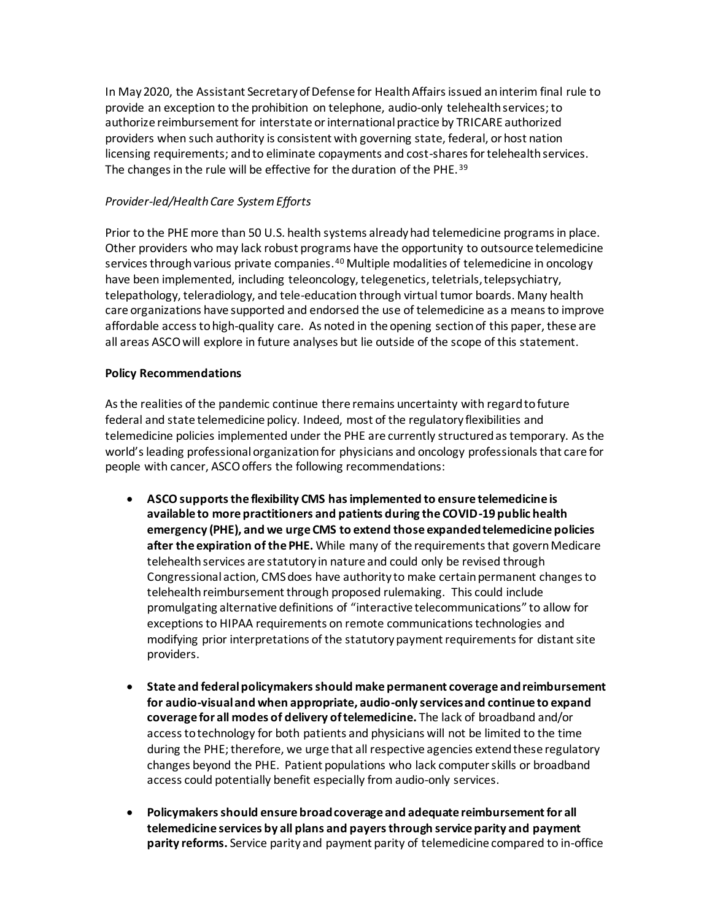In May 2020, the Assistant Secretary of Defense for Health Affairs issued an interim final rule to provide an exception to the prohibition on telephone, audio-only telehealth services; to authorize reimbursement for interstate or international practice by TRICARE authorized providers when such authority is consistent with governing state, federal, or host nation licensing requirements; and to eliminate copayments and cost-shares for telehealth services. The changes in the rule will be effective for the duration of the PHE.[39]

*Provider-led/Health Care System Efforts*

Prior to the PHE more than 50 U.S. health systems already had telemedicine programs in place. Other providers who may lack robust programs have the opportunity to outsource telemedicine services through various private companies.[40] Multiple modalities of telemedicine in oncology have been implemented, including teleoncology, telegenetics, teletrials, telepsychiatry, telepathology, teleradiology, and tele-education through virtual tumor boards. Many health care organizations have supported and endorsed the use of telemedicine as a means to improve affordable access to high-quality care. As noted in the opening section of this paper, these are all areas ASCO will explore in future analyses but lie outside of the scope of this statement.

**Policy Recommendations**

As the realities of the pandemic continue there remains uncertainty with regard to future federal and state telemedicine policy. Indeed, most of the regulatory flexibilities and telemedicine policies implemented under the PHE are currently structured as temporary. As the world's leading professional organization for physicians and oncology professionals that care for people with cancer, ASCO offers the following recommendations:

- **ASCO supports the flexibility CMS has implemented to ensure telemedicine is available to more practitioners and patients during the COVID-19 public health emergency (PHE), and we urge CMS to extend those expanded telemedicine policies after the expiration of the PHE.** While many of the requirements that govern Medicare telehealth services are statutory in nature and could only be revised through Congressional action, CMS does have authority to make certain permanent changes to telehealth reimbursement through proposed rulemaking. This could include promulgating alternative definitions of "interactive telecommunications" to allow for exceptions to HIPAA requirements on remote communications technologies and modifying prior interpretations of the statutory payment requirements for distant site providers.

- **State and federal policymakers should make permanent coverage and reimbursement for audio-visual and when appropriate, audio-only services and continue to expand coverage for all modes of delivery of telemedicine.** The lack of broadband and/or access to technology for both patients and physicians will not be limited to the time during the PHE; therefore, we urge that all respective agencies extend these regulatory changes beyond the PHE. Patient populations who lack computer skills or broadband access could potentially benefit especially from audio-only services.

- **Policymakers should ensure broad coverage and adequate reimbursement for all telemedicine services by all plans and payers through service parity and payment parity reforms.** Service parity and payment parity of telemedicine compared to in-office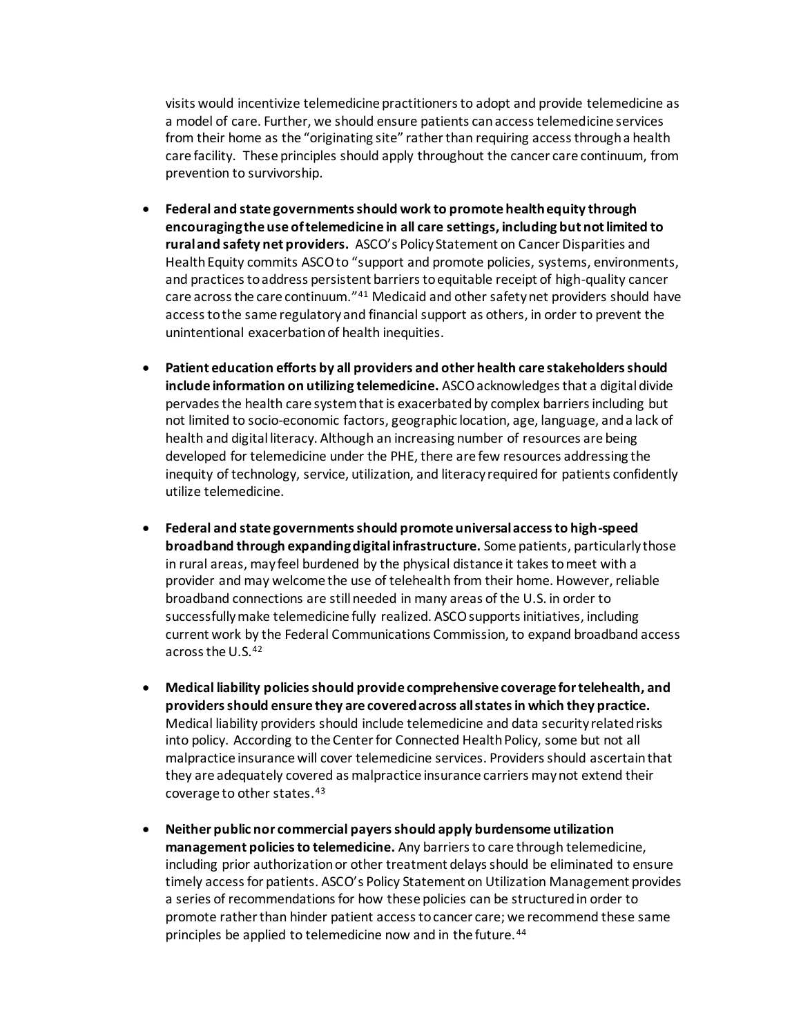visits would incentivize telemedicine practitioners to adopt and provide telemedicine as a model of care. Further, we should ensure patients can access telemedicine services from their home as the "originating site" rather than requiring access through a health care facility. These principles should apply throughout the cancer care continuum, from prevention to survivorship.

- **Federal and state governments should work to promote health equity through encouraging the use of telemedicine in all care settings, including but not limited to rural and safety net providers.** ASCO's Policy Statement on Cancer Disparities and Health Equity commits ASCO to "support and promote policies, systems, environments, and practices to address persistent barriers to equitable receipt of high-quality cancer care across the care continuum."[41] Medicaid and other safety net providers should have access to the same regulatory and financial support as others, in order to prevent the unintentional exacerbation of health inequities.

- **Patient education efforts by all providers and other health care stakeholders should include information on utilizing telemedicine.** ASCO acknowledges that a digital divide pervades the health care system that is exacerbated by complex barriers including but not limited to socio-economic factors, geographic location, age, language, and a lack of health and digital literacy. Although an increasing number of resources are being developed for telemedicine under the PHE, there are few resources addressing the inequity of technology, service, utilization, and literacy required for patients confidently utilize telemedicine.

- **Federal and state governments should promote universal access to high-speed broadband through expanding digital infrastructure.** Some patients, particularly those in rural areas, may feel burdened by the physical distance it takes to meet with a provider and may welcome the use of telehealth from their home. However, reliable broadband connections are still needed in many areas of the U.S. in order to successfully make telemedicine fully realized. ASCO supports initiatives, including current work by the Federal Communications Commission, to expand broadband access across the U.S.[42]

- **Medical liability policies should provide comprehensive coverage for telehealth, and providers should ensure they are covered across all states in which they practice.** Medical liability providers should include telemedicine and data security related risks into policy. According to the Center for Connected Health Policy, some but not all malpractice insurance will cover telemedicine services. Providers should ascertain that they are adequately covered as malpractice insurance carriers may not extend their coverage to other states.[43]

- **Neither public nor commercial payers should apply burdensome utilization management policies to telemedicine.** Any barriers to care through telemedicine, including prior authorization or other treatment delays should be eliminated to ensure timely access for patients. ASCO's Policy Statement on Utilization Management provides a series of recommendations for how these policies can be structured in order to promote rather than hinder patient access to cancer care; we recommend these same principles be applied to telemedicine now and in the future.[44]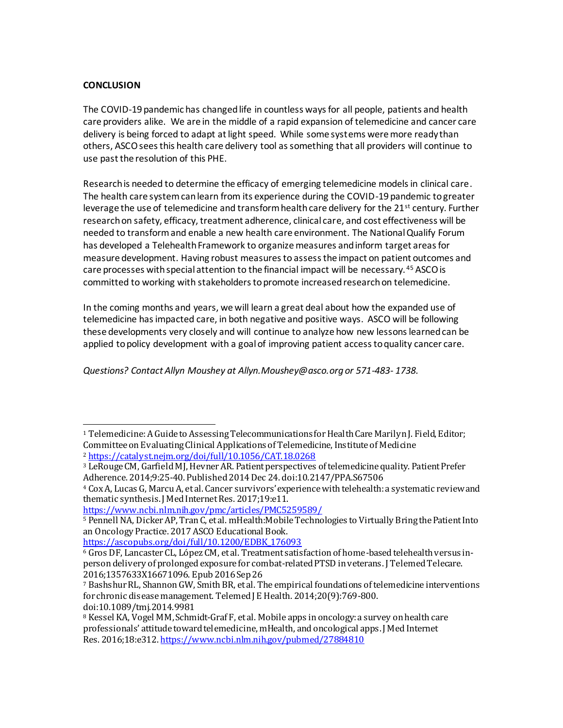**CONCLUSION**

The COVID-19 pandemic has changed life in countless ways for all people, patients and health care providers alike. We are in the middle of a rapid expansion of telemedicine and cancer care delivery is being forced to adapt at light speed. While some systems were more ready than others, ASCO sees this health care delivery tool as something that all providers will continue to use past the resolution of this PHE.

Research is needed to determine the efficacy of emerging telemedicine models in clinical care. The health care system can learn from its experience during the COVID-19 pandemic to greater leverage the use of telemedicine and transform health care delivery for the 21st century. Further research on safety, efficacy, treatment adherence, clinical care, and cost effectiveness will be needed to transform and enable a new health care environment. The National Qualify Forum has developed a Telehealth Framework to organize measures and inform target areas for measure development. Having robust measures to assess the impact on patient outcomes and care processes with special attention to the financial impact will be necessary.[45] ASCO is committed to working with stakeholders to promote increased research on telemedicine.

In the coming months and years, we will learn a great deal about how the expanded use of telemedicine has impacted care, in both negative and positive ways. ASCO will be following these developments very closely and will continue to analyze how new lessons learned can be applied to policy development with a goal of improving patient access to quality cancer care.

*Questions? Contact Allyn Moushey at Allyn.Moushey@asco.org or 571-483- 1738.*

---

[1] Telemedicine: A Guide to Assessing Telecommunications for Health Care Marilyn J. Field, Editor; Committee on Evaluating Clinical Applications of Telemedicine, Institute of Medicine

[2] https://catalyst.nejm.org/doi/full/10.1056/CAT.18.0268

[3] LeRouge CM, Garfield MJ, Hevner AR. Patient perspectives of telemedicine quality. Patient Prefer Adherence. 2014;9:25-40. Published 2014 Dec 24. doi:10.2147/PPA.S67506

[4] Cox A, Lucas G, Marcu A, et al. Cancer survivors' experience with telehealth: a systematic review and thematic synthesis. J Med Internet Res. 2017;19:e11. https://www.ncbi.nlm.nih.gov/pmc/articles/PMC5259589/

[5] Pennell NA, Dicker AP, Tran C, et al. mHealth: Mobile Technologies to Virtually Bring the Patient Into an Oncology Practice. 2017 ASCO Educational Book. https://ascopubs.org/doi/full/10.1200/EDBK_176093

[6] Gros DF, Lancaster CL, López CM, et al. Treatment satisfaction of home-based telehealth versus in-person delivery of prolonged exposure for combat-related PTSD in veterans. J Telemed Telecare. 2016;1357633X16671096. Epub 2016 Sep 26

[7] Bashshur RL, Shannon GW, Smith BR, et al. The empirical foundations of telemedicine interventions for chronic disease management. Telemed J E Health. 2014;20(9):769-800. doi:10.1089/tmj.2014.9981

[8] Kessel KA, Vogel MM, Schmidt-Graf F, et al. Mobile apps in oncology: a survey on health care professionals' attitude toward telemedicine, mHealth, and oncological apps. J Med Internet Res. 2016;18:e312. https://www.ncbi.nlm.nih.gov/pubmed/27884810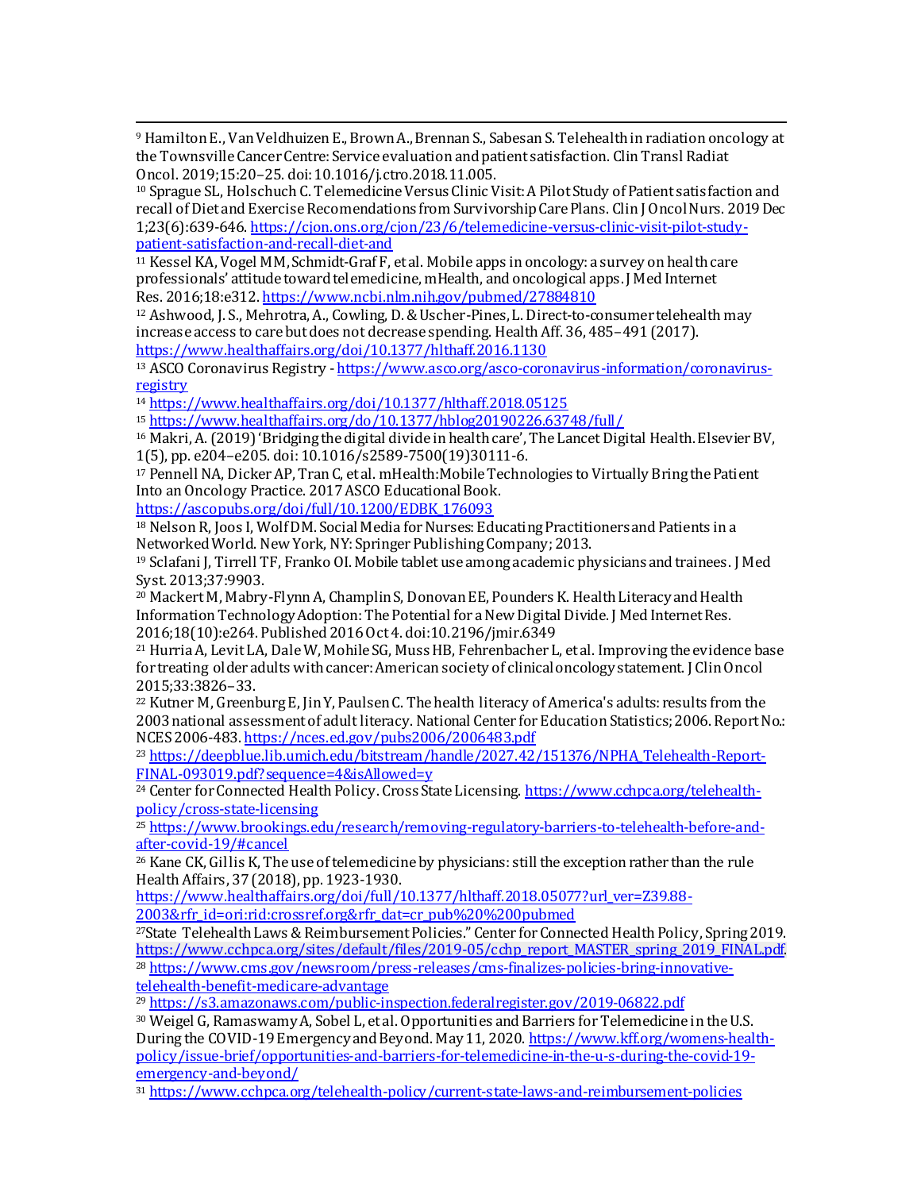[9] Hamilton E., Van Veldhuizen E., Brown A., Brennan S., Sabesan S. Telehealth in radiation oncology at the Townsville Cancer Centre: Service evaluation and patient satisfaction. Clin Transl Radiat Oncol. 2019;15:20–25. doi: 10.1016/j.ctro.2018.11.005.

[10] Sprague SL, Holschuch C. Telemedicine Versus Clinic Visit: A Pilot Study of Patient satisfaction and recall of Diet and Exercise Recomendations from Survivorship Care Plans. Clin J Oncol Nurs. 2019 Dec 1;23(6):639-646. https://cjon.ons.org/cjon/23/6/telemedicine-versus-clinic-visit-pilot-study-patient-satisfaction-and-recall-diet-and

[11] Kessel KA, Vogel MM, Schmidt-Graf F, et al. Mobile apps in oncology: a survey on health care professionals' attitude toward telemedicine, mHealth, and oncological apps. J Med Internet Res. 2016;18:e312. https://www.ncbi.nlm.nih.gov/pubmed/27884810

[12] Ashwood, J. S., Mehrotra, A., Cowling, D. & Uscher-Pines, L. Direct-to-consumer telehealth may increase access to care but does not decrease spending. Health Aff. 36, 485–491 (2017). https://www.healthaffairs.org/doi/10.1377/hlthaff.2016.1130

[13] ASCO Coronavirus Registry - https://www.asco.org/asco-coronavirus-information/coronavirus-registry

[14] https://www.healthaffairs.org/doi/10.1377/hlthaff.2018.05125

[15] https://www.healthaffairs.org/do/10.1377/hblog20190226.63748/full/

[16] Makri, A. (2019) 'Bridging the digital divide in health care', The Lancet Digital Health. Elsevier BV, 1(5), pp. e204–e205. doi: 10.1016/s2589-7500(19)30111-6.

[17] Pennell NA, Dicker AP, Tran C, et al. mHealth: Mobile Technologies to Virtually Bring the Patient Into an Oncology Practice. 2017 ASCO Educational Book. https://ascopubs.org/doi/full/10.1200/EDBK_176093

[18] Nelson R, Joos I, Wolf DM. Social Media for Nurses: Educating Practitioners and Patients in a Networked World. New York, NY: Springer Publishing Company; 2013.

[19] Sclafani J, Tirrell TF, Franko OI. Mobile tablet use among academic physicians and trainees. J Med Syst. 2013;37:9903.

[20] Mackert M, Mabry-Flynn A, Champlin S, Donovan EE, Pounders K. Health Literacy and Health Information Technology Adoption: The Potential for a New Digital Divide. J Med Internet Res. 2016;18(10):e264. Published 2016 Oct 4. doi:10.2196/jmir.6349

[21] Hurria A, Levit LA, Dale W, Mohile SG, Muss HB, Fehrenbacher L, et al. Improving the evidence base for treating older adults with cancer: American society of clinical oncology statement. J Clin Oncol 2015;33:3826–33.

[22] Kutner M, Greenburg E, Jin Y, Paulsen C. The health literacy of America's adults: results from the 2003 national assessment of adult literacy. National Center for Education Statistics; 2006. Report No.: NCES 2006-483. https://nces.ed.gov/pubs2006/2006483.pdf

[23] https://deepblue.lib.umich.edu/bitstream/handle/2027.42/151376/NPHA_Telehealth-Report-FINAL-093019.pdf?sequence=4&isAllowed=y

[24] Center for Connected Health Policy. Cross State Licensing. https://www.cchpca.org/telehealth-policy/cross-state-licensing

[25] https://www.brookings.edu/research/removing-regulatory-barriers-to-telehealth-before-and-after-covid-19/#cancel

[26] Kane CK, Gillis K, The use of telemedicine by physicians: still the exception rather than the rule Health Affairs, 37 (2018), pp. 1923-1930. https://www.healthaffairs.org/doi/full/10.1377/hlthaff.2018.05077?url_ver=Z39.88-2003&rfr_id=ori:rid:crossref.org&rfr_dat=cr_pub%20%200pubmed

[27] State Telehealth Laws & Reimbursement Policies." Center for Connected Health Policy, Spring 2019. https://www.cchpca.org/sites/default/files/2019-05/cchp_report_MASTER_spring_2019_FINAL.pdf.

[28] https://www.cms.gov/newsroom/press-releases/cms-finalizes-policies-bring-innovative-telehealth-benefit-medicare-advantage

[29] https://s3.amazonaws.com/public-inspection.federalregister.gov/2019-06822.pdf

[30] Weigel G, Ramaswamy A, Sobel L, et al. Opportunities and Barriers for Telemedicine in the U.S. During the COVID-19 Emergency and Beyond. May 11, 2020. https://www.kff.org/womens-health-policy/issue-brief/opportunities-and-barriers-for-telemedicine-in-the-u-s-during-the-covid-19-emergency-and-beyond/

[31] https://www.cchpca.org/telehealth-policy/current-state-laws-and-reimbursement-policies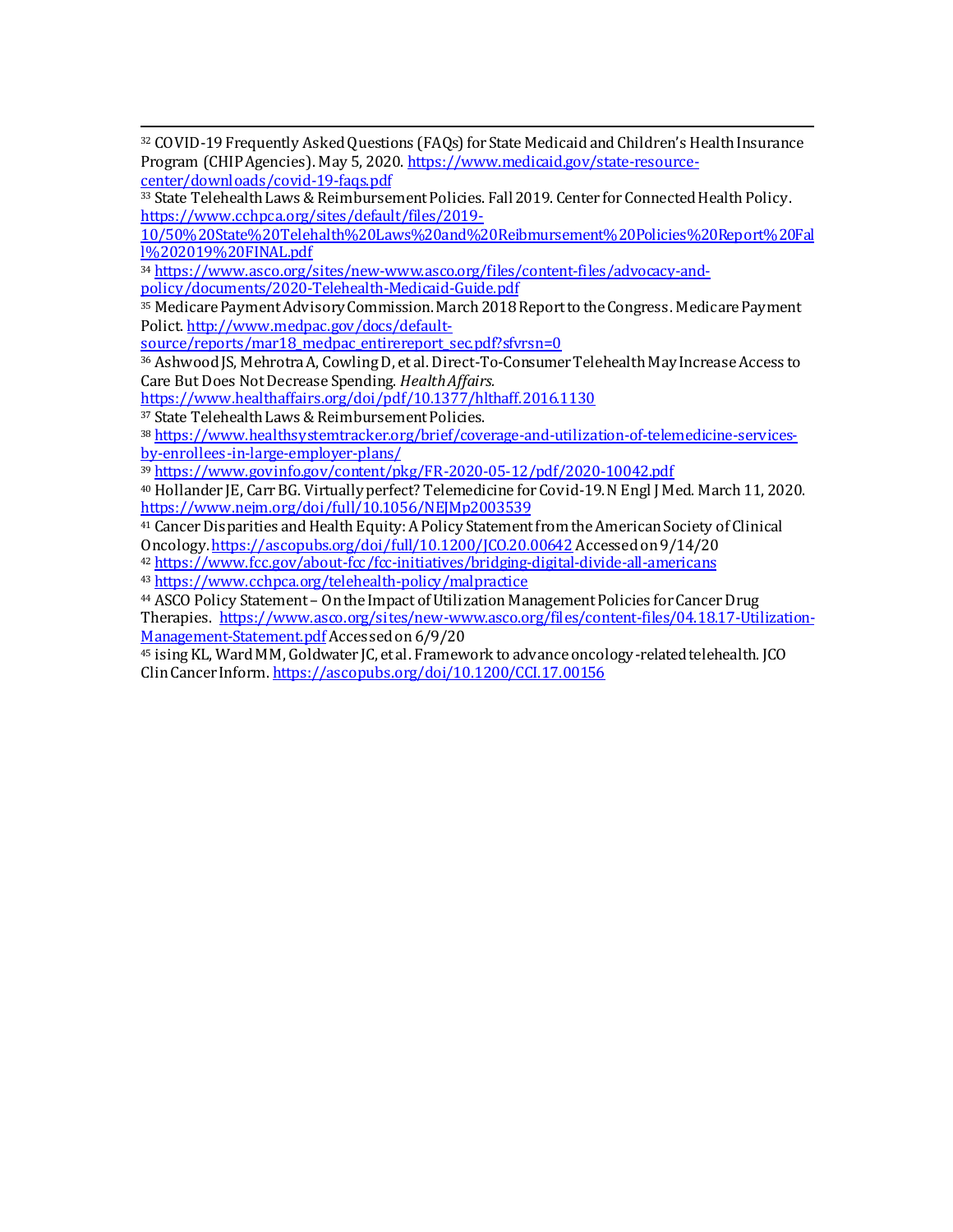[32] COVID-19 Frequently Asked Questions (FAQs) for State Medicaid and Children's Health Insurance Program (CHIP Agencies). May 5, 2020. https://www.medicaid.gov/state-resource-center/downloads/covid-19-faqs.pdf

[33] State Telehealth Laws & Reimbursement Policies. Fall 2019. Center for Connected Health Policy. https://www.cchpca.org/sites/default/files/2019-10/50%20State%20Telehalth%20Laws%20and%20Reibmursement%20Policies%20Report%20Fall%202019%20FINAL.pdf

[34] https://www.asco.org/sites/new-www.asco.org/files/content-files/advocacy-and-policy/documents/2020-Telehealth-Medicaid-Guide.pdf

[35] Medicare Payment Advisory Commission. March 2018 Report to the Congress. Medicare Payment Polict. http://www.medpac.gov/docs/default-source/reports/mar18_medpac_entirereport_sec.pdf?sfvrsn=0

[36] Ashwood JS, Mehrotra A, Cowling D, et al. Direct-To-Consumer Telehealth May Increase Access to Care But Does Not Decrease Spending. *Health Affairs.* https://www.healthaffairs.org/doi/pdf/10.1377/hlthaff.2016.1130

[37] State Telehealth Laws & Reimbursement Policies.

[38] https://www.healthsystemtracker.org/brief/coverage-and-utilization-of-telemedicine-services-by-enrollees-in-large-employer-plans/

[39] https://www.govinfo.gov/content/pkg/FR-2020-05-12/pdf/2020-10042.pdf

[40] Hollander JE, Carr BG. Virtually perfect? Telemedicine for Covid-19. N Engl J Med. March 11, 2020. https://www.nejm.org/doi/full/10.1056/NEJMp2003539

[41] Cancer Disparities and Health Equity: A Policy Statement from the American Society of Clinical Oncology. https://ascopubs.org/doi/full/10.1200/JCO.20.00642 Accessed on 9/14/20

[42] https://www.fcc.gov/about-fcc/fcc-initiatives/bridging-digital-divide-all-americans

[43] https://www.cchpca.org/telehealth-policy/malpractice

[44] ASCO Policy Statement – On the Impact of Utilization Management Policies for Cancer Drug Therapies. https://www.asco.org/sites/new-www.asco.org/files/content-files/04.18.17-Utilization-Management-Statement.pdf Accessed on 6/9/20

[45] ising KL, Ward MM, Goldwater JC, et al. Framework to advance oncology-related telehealth. JCO Clin Cancer Inform. https://ascopubs.org/doi/10.1200/CCI.17.00156